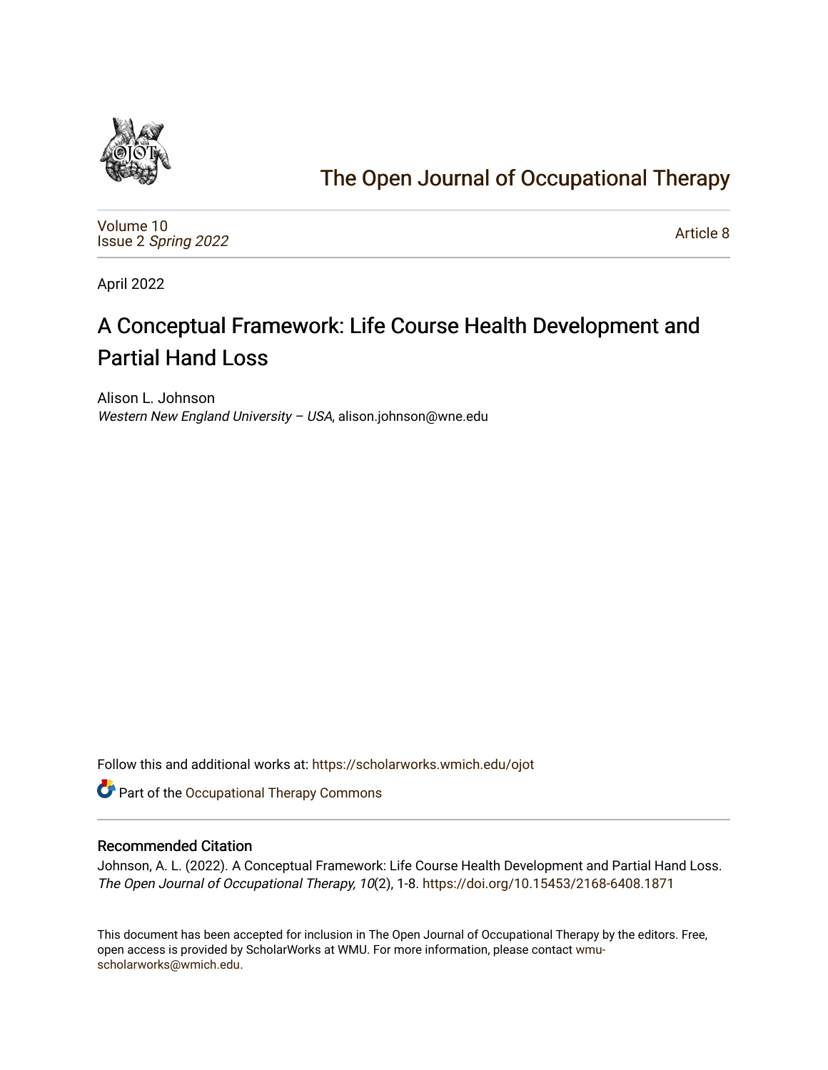# The Open Journal of Occupational Therapy

Volume 10
Issue 2 *Spring 2022*

Article 8

April 2022

## A Conceptual Framework: Life Course Health Development and Partial Hand Loss

Alison L. Johnson
*Western New England University – USA*, alison.johnson@wne.edu

Follow this and additional works at: https://scholarworks.wmich.edu/ojot

Part of the Occupational Therapy Commons

### Recommended Citation

Johnson, A. L. (2022). A Conceptual Framework: Life Course Health Development and Partial Hand Loss. *The Open Journal of Occupational Therapy, 10*(2), 1-8. https://doi.org/10.15453/2168-6408.1871

This document has been accepted for inclusion in The Open Journal of Occupational Therapy by the editors. Free, open access is provided by ScholarWorks at WMU. For more information, please contact wmu-scholarworks@wmich.edu.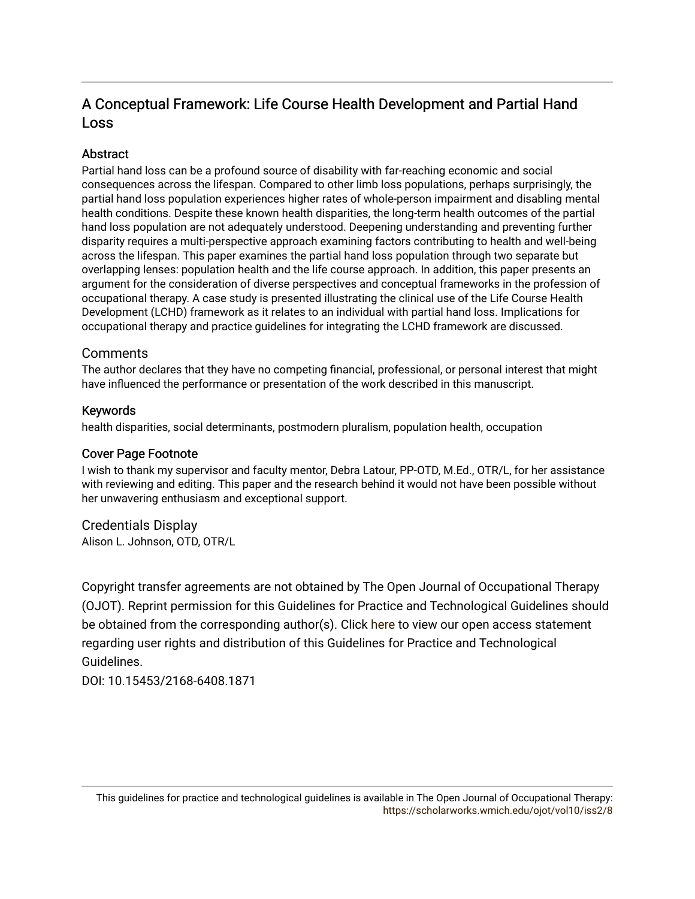# A Conceptual Framework: Life Course Health Development and Partial Hand Loss

## Abstract

Partial hand loss can be a profound source of disability with far-reaching economic and social consequences across the lifespan. Compared to other limb loss populations, perhaps surprisingly, the partial hand loss population experiences higher rates of whole-person impairment and disabling mental health conditions. Despite these known health disparities, the long-term health outcomes of the partial hand loss population are not adequately understood. Deepening understanding and preventing further disparity requires a multi-perspective approach examining factors contributing to health and well-being across the lifespan. This paper examines the partial hand loss population through two separate but overlapping lenses: population health and the life course approach. In addition, this paper presents an argument for the consideration of diverse perspectives and conceptual frameworks in the profession of occupational therapy. A case study is presented illustrating the clinical use of the Life Course Health Development (LCHD) framework as it relates to an individual with partial hand loss. Implications for occupational therapy and practice guidelines for integrating the LCHD framework are discussed.

## Comments

The author declares that they have no competing financial, professional, or personal interest that might have influenced the performance or presentation of the work described in this manuscript.

## Keywords

health disparities, social determinants, postmodern pluralism, population health, occupation

## Cover Page Footnote

I wish to thank my supervisor and faculty mentor, Debra Latour, PP-OTD, M.Ed., OTR/L, for her assistance with reviewing and editing. This paper and the research behind it would not have been possible without her unwavering enthusiasm and exceptional support.

## Credentials Display

Alison L. Johnson, OTD, OTR/L

Copyright transfer agreements are not obtained by The Open Journal of Occupational Therapy (OJOT). Reprint permission for this Guidelines for Practice and Technological Guidelines should be obtained from the corresponding author(s). Click here to view our open access statement regarding user rights and distribution of this Guidelines for Practice and Technological Guidelines.

DOI: 10.15453/2168-6408.1871

This guidelines for practice and technological guidelines is available in The Open Journal of Occupational Therapy: https://scholarworks.wmich.edu/ojot/vol10/iss2/8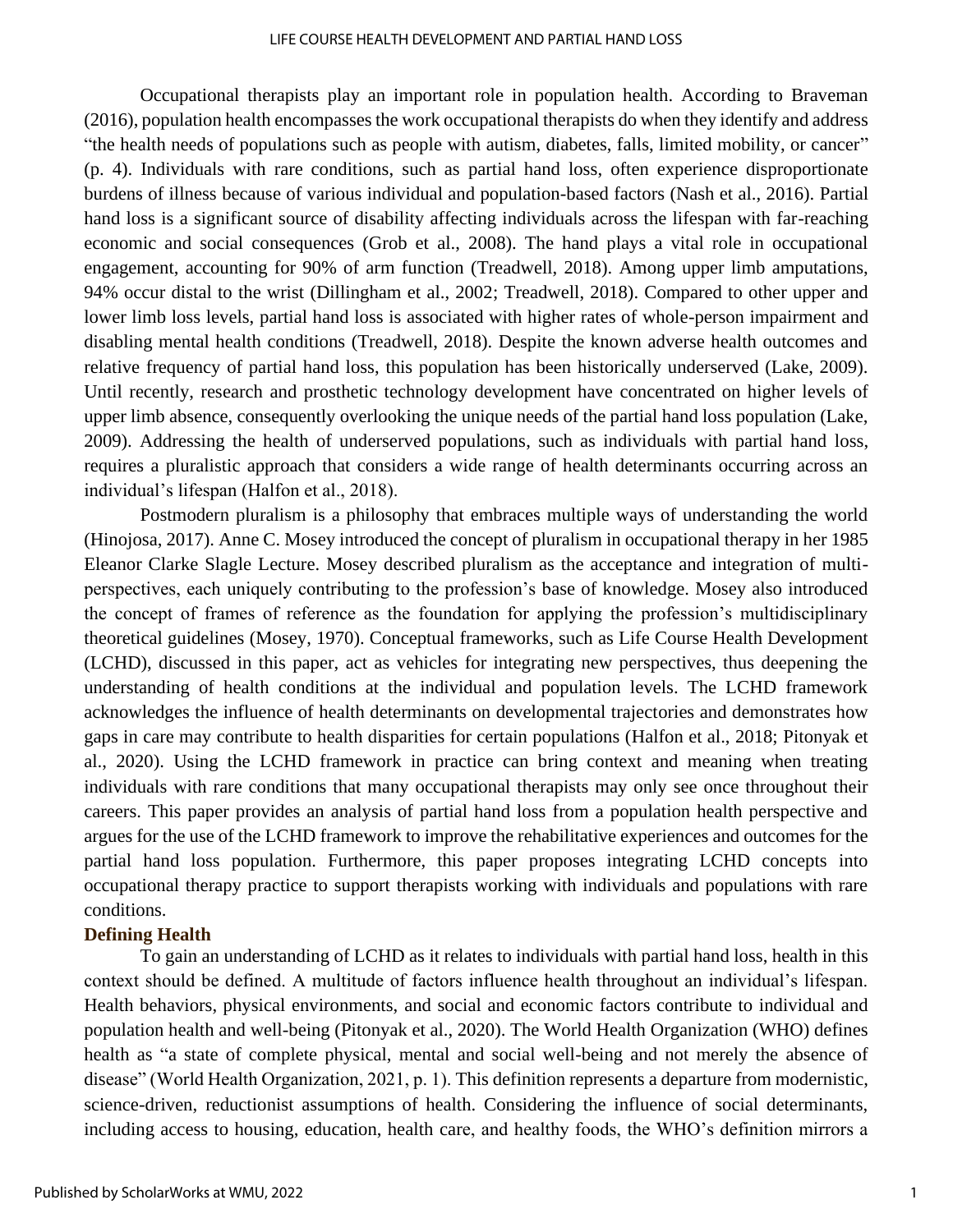Occupational therapists play an important role in population health. According to Braveman (2016), population health encompasses the work occupational therapists do when they identify and address "the health needs of populations such as people with autism, diabetes, falls, limited mobility, or cancer" (p. 4). Individuals with rare conditions, such as partial hand loss, often experience disproportionate burdens of illness because of various individual and population-based factors (Nash et al., 2016). Partial hand loss is a significant source of disability affecting individuals across the lifespan with far-reaching economic and social consequences (Grob et al., 2008). The hand plays a vital role in occupational engagement, accounting for 90% of arm function (Treadwell, 2018). Among upper limb amputations, 94% occur distal to the wrist (Dillingham et al., 2002; Treadwell, 2018). Compared to other upper and lower limb loss levels, partial hand loss is associated with higher rates of whole-person impairment and disabling mental health conditions (Treadwell, 2018). Despite the known adverse health outcomes and relative frequency of partial hand loss, this population has been historically underserved (Lake, 2009). Until recently, research and prosthetic technology development have concentrated on higher levels of upper limb absence, consequently overlooking the unique needs of the partial hand loss population (Lake, 2009). Addressing the health of underserved populations, such as individuals with partial hand loss, requires a pluralistic approach that considers a wide range of health determinants occurring across an individual's lifespan (Halfon et al., 2018).

Postmodern pluralism is a philosophy that embraces multiple ways of understanding the world (Hinojosa, 2017). Anne C. Mosey introduced the concept of pluralism in occupational therapy in her 1985 Eleanor Clarke Slagle Lecture. Mosey described pluralism as the acceptance and integration of multi-perspectives, each uniquely contributing to the profession's base of knowledge. Mosey also introduced the concept of frames of reference as the foundation for applying the profession's multidisciplinary theoretical guidelines (Mosey, 1970). Conceptual frameworks, such as Life Course Health Development (LCHD), discussed in this paper, act as vehicles for integrating new perspectives, thus deepening the understanding of health conditions at the individual and population levels. The LCHD framework acknowledges the influence of health determinants on developmental trajectories and demonstrates how gaps in care may contribute to health disparities for certain populations (Halfon et al., 2018; Pitonyak et al., 2020). Using the LCHD framework in practice can bring context and meaning when treating individuals with rare conditions that many occupational therapists may only see once throughout their careers. This paper provides an analysis of partial hand loss from a population health perspective and argues for the use of the LCHD framework to improve the rehabilitative experiences and outcomes for the partial hand loss population. Furthermore, this paper proposes integrating LCHD concepts into occupational therapy practice to support therapists working with individuals and populations with rare conditions.

## Defining Health

To gain an understanding of LCHD as it relates to individuals with partial hand loss, health in this context should be defined. A multitude of factors influence health throughout an individual's lifespan. Health behaviors, physical environments, and social and economic factors contribute to individual and population health and well-being (Pitonyak et al., 2020). The World Health Organization (WHO) defines health as "a state of complete physical, mental and social well-being and not merely the absence of disease" (World Health Organization, 2021, p. 1). This definition represents a departure from modernistic, science-driven, reductionist assumptions of health. Considering the influence of social determinants, including access to housing, education, health care, and healthy foods, the WHO's definition mirrors a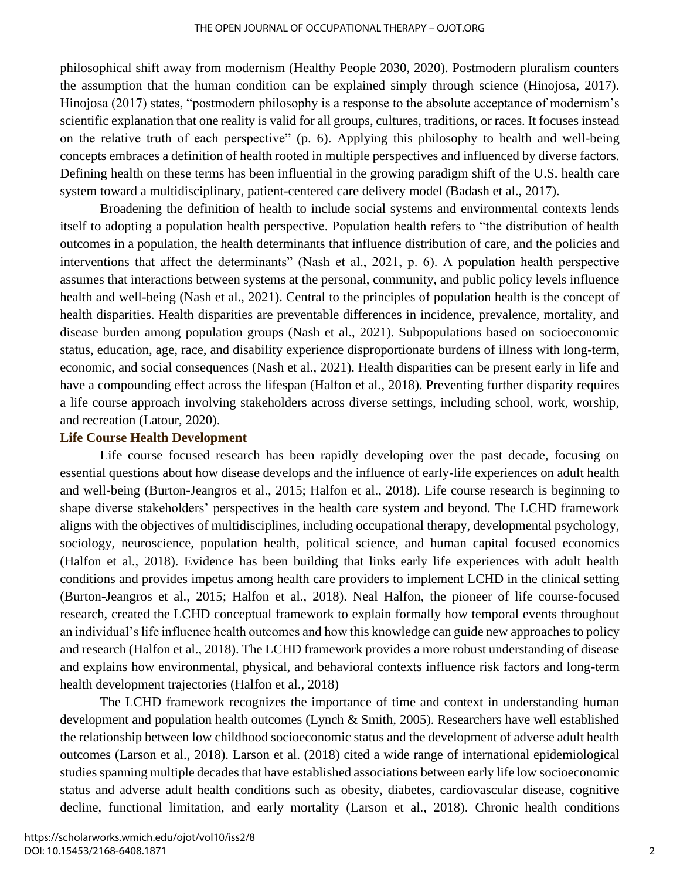philosophical shift away from modernism (Healthy People 2030, 2020). Postmodern pluralism counters the assumption that the human condition can be explained simply through science (Hinojosa, 2017). Hinojosa (2017) states, "postmodern philosophy is a response to the absolute acceptance of modernism's scientific explanation that one reality is valid for all groups, cultures, traditions, or races. It focuses instead on the relative truth of each perspective" (p. 6). Applying this philosophy to health and well-being concepts embraces a definition of health rooted in multiple perspectives and influenced by diverse factors. Defining health on these terms has been influential in the growing paradigm shift of the U.S. health care system toward a multidisciplinary, patient-centered care delivery model (Badash et al., 2017).

Broadening the definition of health to include social systems and environmental contexts lends itself to adopting a population health perspective. Population health refers to "the distribution of health outcomes in a population, the health determinants that influence distribution of care, and the policies and interventions that affect the determinants" (Nash et al., 2021, p. 6). A population health perspective assumes that interactions between systems at the personal, community, and public policy levels influence health and well-being (Nash et al., 2021). Central to the principles of population health is the concept of health disparities. Health disparities are preventable differences in incidence, prevalence, mortality, and disease burden among population groups (Nash et al., 2021). Subpopulations based on socioeconomic status, education, age, race, and disability experience disproportionate burdens of illness with long-term, economic, and social consequences (Nash et al., 2021). Health disparities can be present early in life and have a compounding effect across the lifespan (Halfon et al., 2018). Preventing further disparity requires a life course approach involving stakeholders across diverse settings, including school, work, worship, and recreation (Latour, 2020).

### Life Course Health Development

Life course focused research has been rapidly developing over the past decade, focusing on essential questions about how disease develops and the influence of early-life experiences on adult health and well-being (Burton-Jeangros et al., 2015; Halfon et al., 2018). Life course research is beginning to shape diverse stakeholders' perspectives in the health care system and beyond. The LCHD framework aligns with the objectives of multidisciplines, including occupational therapy, developmental psychology, sociology, neuroscience, population health, political science, and human capital focused economics (Halfon et al., 2018). Evidence has been building that links early life experiences with adult health conditions and provides impetus among health care providers to implement LCHD in the clinical setting (Burton-Jeangros et al., 2015; Halfon et al., 2018). Neal Halfon, the pioneer of life course-focused research, created the LCHD conceptual framework to explain formally how temporal events throughout an individual's life influence health outcomes and how this knowledge can guide new approaches to policy and research (Halfon et al., 2018). The LCHD framework provides a more robust understanding of disease and explains how environmental, physical, and behavioral contexts influence risk factors and long-term health development trajectories (Halfon et al., 2018)

The LCHD framework recognizes the importance of time and context in understanding human development and population health outcomes (Lynch & Smith, 2005). Researchers have well established the relationship between low childhood socioeconomic status and the development of adverse adult health outcomes (Larson et al., 2018). Larson et al. (2018) cited a wide range of international epidemiological studies spanning multiple decades that have established associations between early life low socioeconomic status and adverse adult health conditions such as obesity, diabetes, cardiovascular disease, cognitive decline, functional limitation, and early mortality (Larson et al., 2018). Chronic health conditions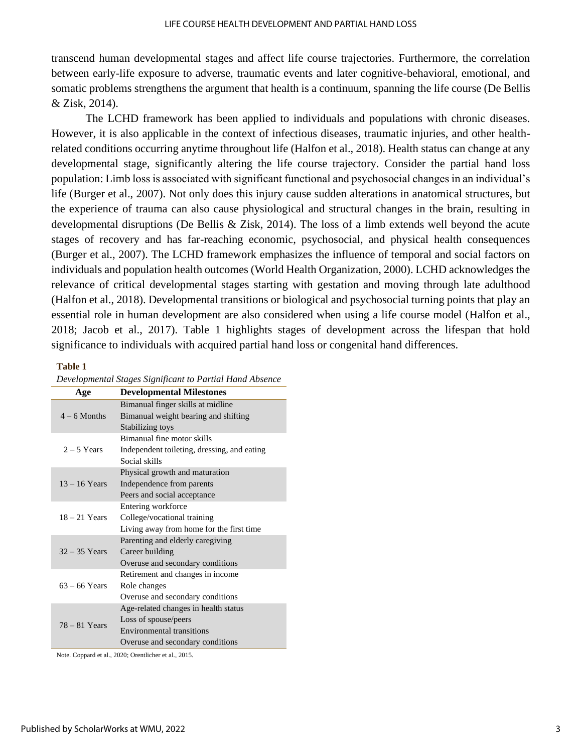transcend human developmental stages and affect life course trajectories. Furthermore, the correlation between early-life exposure to adverse, traumatic events and later cognitive-behavioral, emotional, and somatic problems strengthens the argument that health is a continuum, spanning the life course (De Bellis & Zisk, 2014).

The LCHD framework has been applied to individuals and populations with chronic diseases. However, it is also applicable in the context of infectious diseases, traumatic injuries, and other health-related conditions occurring anytime throughout life (Halfon et al., 2018). Health status can change at any developmental stage, significantly altering the life course trajectory. Consider the partial hand loss population: Limb loss is associated with significant functional and psychosocial changes in an individual's life (Burger et al., 2007). Not only does this injury cause sudden alterations in anatomical structures, but the experience of trauma can also cause physiological and structural changes in the brain, resulting in developmental disruptions (De Bellis & Zisk, 2014). The loss of a limb extends well beyond the acute stages of recovery and has far-reaching economic, psychosocial, and physical health consequences (Burger et al., 2007). The LCHD framework emphasizes the influence of temporal and social factors on individuals and population health outcomes (World Health Organization, 2000). LCHD acknowledges the relevance of critical developmental stages starting with gestation and moving through late adulthood (Halfon et al., 2018). Developmental transitions or biological and psychosocial turning points that play an essential role in human development are also considered when using a life course model (Halfon et al., 2018; Jacob et al., 2017). Table 1 highlights stages of development across the lifespan that hold significance to individuals with acquired partial hand loss or congenital hand differences.

**Table 1**

*Developmental Stages Significant to Partial Hand Absence*

| Age | Developmental Milestones |
|---|---|
| 4 – 6 Months | Bimanual finger skills at midline<br>Bimanual weight bearing and shifting<br>Stabilizing toys |
| 2 – 5 Years | Bimanual fine motor skills<br>Independent toileting, dressing, and eating<br>Social skills |
| 13 – 16 Years | Physical growth and maturation<br>Independence from parents<br>Peers and social acceptance |
| 18 – 21 Years | Entering workforce<br>College/vocational training<br>Living away from home for the first time |
| 32 – 35 Years | Parenting and elderly caregiving<br>Career building<br>Overuse and secondary conditions |
| 63 – 66 Years | Retirement and changes in income<br>Role changes<br>Overuse and secondary conditions |
| 78 – 81 Years | Age-related changes in health status<br>Loss of spouse/peers<br>Environmental transitions<br>Overuse and secondary conditions |

Note. Coppard et al., 2020; Orentlicher et al., 2015.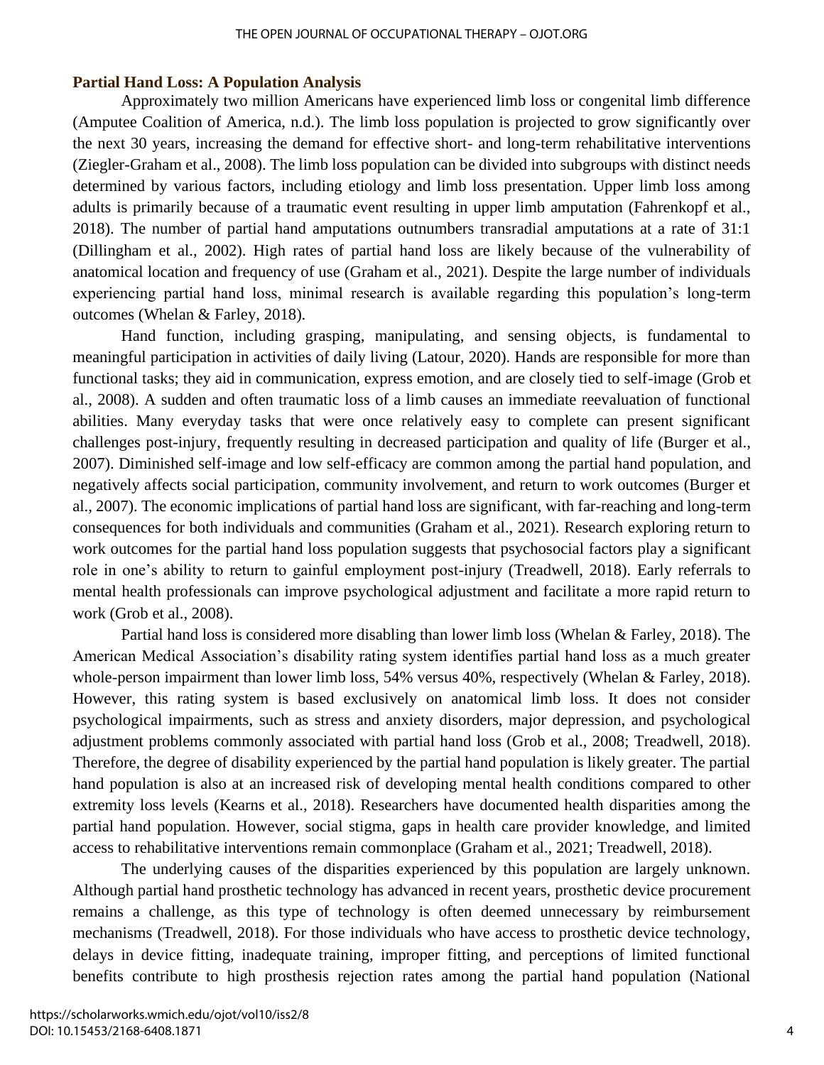## Partial Hand Loss: A Population Analysis

Approximately two million Americans have experienced limb loss or congenital limb difference (Amputee Coalition of America, n.d.). The limb loss population is projected to grow significantly over the next 30 years, increasing the demand for effective short- and long-term rehabilitative interventions (Ziegler-Graham et al., 2008). The limb loss population can be divided into subgroups with distinct needs determined by various factors, including etiology and limb loss presentation. Upper limb loss among adults is primarily because of a traumatic event resulting in upper limb amputation (Fahrenkopf et al., 2018). The number of partial hand amputations outnumbers transradial amputations at a rate of 31:1 (Dillingham et al., 2002). High rates of partial hand loss are likely because of the vulnerability of anatomical location and frequency of use (Graham et al., 2021). Despite the large number of individuals experiencing partial hand loss, minimal research is available regarding this population's long-term outcomes (Whelan & Farley, 2018).

Hand function, including grasping, manipulating, and sensing objects, is fundamental to meaningful participation in activities of daily living (Latour, 2020). Hands are responsible for more than functional tasks; they aid in communication, express emotion, and are closely tied to self-image (Grob et al., 2008). A sudden and often traumatic loss of a limb causes an immediate reevaluation of functional abilities. Many everyday tasks that were once relatively easy to complete can present significant challenges post-injury, frequently resulting in decreased participation and quality of life (Burger et al., 2007). Diminished self-image and low self-efficacy are common among the partial hand population, and negatively affects social participation, community involvement, and return to work outcomes (Burger et al., 2007). The economic implications of partial hand loss are significant, with far-reaching and long-term consequences for both individuals and communities (Graham et al., 2021). Research exploring return to work outcomes for the partial hand loss population suggests that psychosocial factors play a significant role in one's ability to return to gainful employment post-injury (Treadwell, 2018). Early referrals to mental health professionals can improve psychological adjustment and facilitate a more rapid return to work (Grob et al., 2008).

Partial hand loss is considered more disabling than lower limb loss (Whelan & Farley, 2018). The American Medical Association's disability rating system identifies partial hand loss as a much greater whole-person impairment than lower limb loss, 54% versus 40%, respectively (Whelan & Farley, 2018). However, this rating system is based exclusively on anatomical limb loss. It does not consider psychological impairments, such as stress and anxiety disorders, major depression, and psychological adjustment problems commonly associated with partial hand loss (Grob et al., 2008; Treadwell, 2018). Therefore, the degree of disability experienced by the partial hand population is likely greater. The partial hand population is also at an increased risk of developing mental health conditions compared to other extremity loss levels (Kearns et al., 2018). Researchers have documented health disparities among the partial hand population. However, social stigma, gaps in health care provider knowledge, and limited access to rehabilitative interventions remain commonplace (Graham et al., 2021; Treadwell, 2018).

The underlying causes of the disparities experienced by this population are largely unknown. Although partial hand prosthetic technology has advanced in recent years, prosthetic device procurement remains a challenge, as this type of technology is often deemed unnecessary by reimbursement mechanisms (Treadwell, 2018). For those individuals who have access to prosthetic device technology, delays in device fitting, inadequate training, improper fitting, and perceptions of limited functional benefits contribute to high prosthesis rejection rates among the partial hand population (National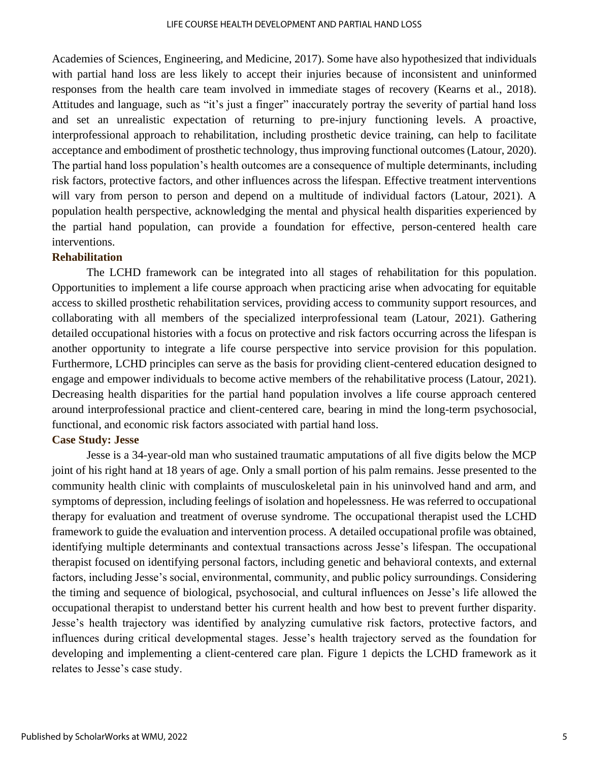Academies of Sciences, Engineering, and Medicine, 2017). Some have also hypothesized that individuals with partial hand loss are less likely to accept their injuries because of inconsistent and uninformed responses from the health care team involved in immediate stages of recovery (Kearns et al., 2018). Attitudes and language, such as "it's just a finger" inaccurately portray the severity of partial hand loss and set an unrealistic expectation of returning to pre-injury functioning levels. A proactive, interprofessional approach to rehabilitation, including prosthetic device training, can help to facilitate acceptance and embodiment of prosthetic technology, thus improving functional outcomes (Latour, 2020). The partial hand loss population's health outcomes are a consequence of multiple determinants, including risk factors, protective factors, and other influences across the lifespan. Effective treatment interventions will vary from person to person and depend on a multitude of individual factors (Latour, 2021). A population health perspective, acknowledging the mental and physical health disparities experienced by the partial hand population, can provide a foundation for effective, person-centered health care interventions.

## Rehabilitation

The LCHD framework can be integrated into all stages of rehabilitation for this population. Opportunities to implement a life course approach when practicing arise when advocating for equitable access to skilled prosthetic rehabilitation services, providing access to community support resources, and collaborating with all members of the specialized interprofessional team (Latour, 2021). Gathering detailed occupational histories with a focus on protective and risk factors occurring across the lifespan is another opportunity to integrate a life course perspective into service provision for this population. Furthermore, LCHD principles can serve as the basis for providing client-centered education designed to engage and empower individuals to become active members of the rehabilitative process (Latour, 2021). Decreasing health disparities for the partial hand population involves a life course approach centered around interprofessional practice and client-centered care, bearing in mind the long-term psychosocial, functional, and economic risk factors associated with partial hand loss.

## Case Study: Jesse

Jesse is a 34-year-old man who sustained traumatic amputations of all five digits below the MCP joint of his right hand at 18 years of age. Only a small portion of his palm remains. Jesse presented to the community health clinic with complaints of musculoskeletal pain in his uninvolved hand and arm, and symptoms of depression, including feelings of isolation and hopelessness. He was referred to occupational therapy for evaluation and treatment of overuse syndrome. The occupational therapist used the LCHD framework to guide the evaluation and intervention process. A detailed occupational profile was obtained, identifying multiple determinants and contextual transactions across Jesse's lifespan. The occupational therapist focused on identifying personal factors, including genetic and behavioral contexts, and external factors, including Jesse's social, environmental, community, and public policy surroundings. Considering the timing and sequence of biological, psychosocial, and cultural influences on Jesse's life allowed the occupational therapist to understand better his current health and how best to prevent further disparity. Jesse's health trajectory was identified by analyzing cumulative risk factors, protective factors, and influences during critical developmental stages. Jesse's health trajectory served as the foundation for developing and implementing a client-centered care plan. Figure 1 depicts the LCHD framework as it relates to Jesse's case study.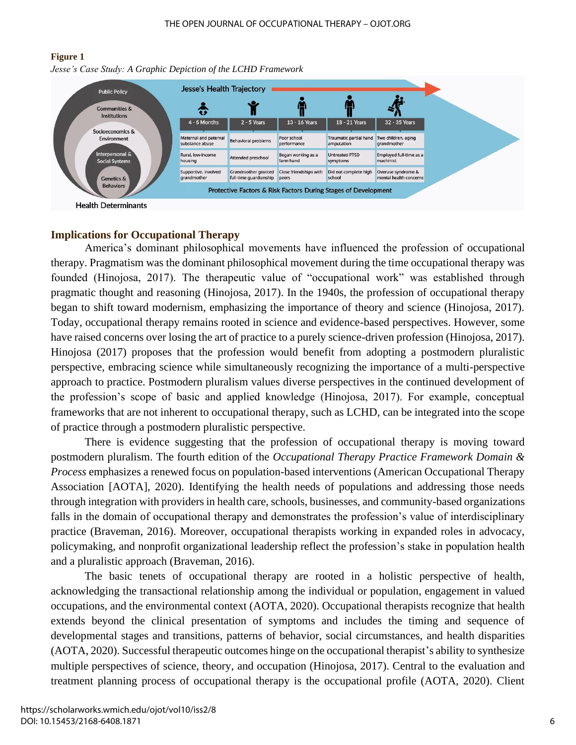**Figure 1**

*Jesse's Case Study: A Graphic Depiction of the LCHD Framework*

Health Determinants: Public Policy; Communities & Institutions; Socioeconomics & Environment; Interpersonal & Social Systems; Genetics & Behaviors

Jesse's Health Trajectory

| 4 - 6 Months | 2 - 5 Years | 13 - 16 Years | 18 - 21 Years | 32 - 35 Years |
|---|---|---|---|---|
| Maternal and paternal substance abuse | Behavioral problems | Poor school performance | Traumatic partial hand amputation | Two children, aging grandmother |
| Rural, low-income housing | Attended preschool | Began working as a farm hand | Untreated PTSD symptoms | Employed full-time as a machinist |
| Supportive, involved grandmother | Grandmother granted full-time guardianship | Close friendships with peers | Did not complete high school | Overuse syndrome & mental health concerns |

Protective Factors & Risk Factors During Stages of Development

## Implications for Occupational Therapy

America's dominant philosophical movements have influenced the profession of occupational therapy. Pragmatism was the dominant philosophical movement during the time occupational therapy was founded (Hinojosa, 2017). The therapeutic value of "occupational work" was established through pragmatic thought and reasoning (Hinojosa, 2017). In the 1940s, the profession of occupational therapy began to shift toward modernism, emphasizing the importance of theory and science (Hinojosa, 2017). Today, occupational therapy remains rooted in science and evidence-based perspectives. However, some have raised concerns over losing the art of practice to a purely science-driven profession (Hinojosa, 2017). Hinojosa (2017) proposes that the profession would benefit from adopting a postmodern pluralistic perspective, embracing science while simultaneously recognizing the importance of a multi-perspective approach to practice. Postmodern pluralism values diverse perspectives in the continued development of the profession's scope of basic and applied knowledge (Hinojosa, 2017). For example, conceptual frameworks that are not inherent to occupational therapy, such as LCHD, can be integrated into the scope of practice through a postmodern pluralistic perspective.

There is evidence suggesting that the profession of occupational therapy is moving toward postmodern pluralism. The fourth edition of the *Occupational Therapy Practice Framework Domain & Process* emphasizes a renewed focus on population-based interventions (American Occupational Therapy Association [AOTA], 2020). Identifying the health needs of populations and addressing those needs through integration with providers in health care, schools, businesses, and community-based organizations falls in the domain of occupational therapy and demonstrates the profession's value of interdisciplinary practice (Braveman, 2016). Moreover, occupational therapists working in expanded roles in advocacy, policymaking, and nonprofit organizational leadership reflect the profession's stake in population health and a pluralistic approach (Braveman, 2016).

The basic tenets of occupational therapy are rooted in a holistic perspective of health, acknowledging the transactional relationship among the individual or population, engagement in valued occupations, and the environmental context (AOTA, 2020). Occupational therapists recognize that health extends beyond the clinical presentation of symptoms and includes the timing and sequence of developmental stages and transitions, patterns of behavior, social circumstances, and health disparities (AOTA, 2020). Successful therapeutic outcomes hinge on the occupational therapist's ability to synthesize multiple perspectives of science, theory, and occupation (Hinojosa, 2017). Central to the evaluation and treatment planning process of occupational therapy is the occupational profile (AOTA, 2020). Client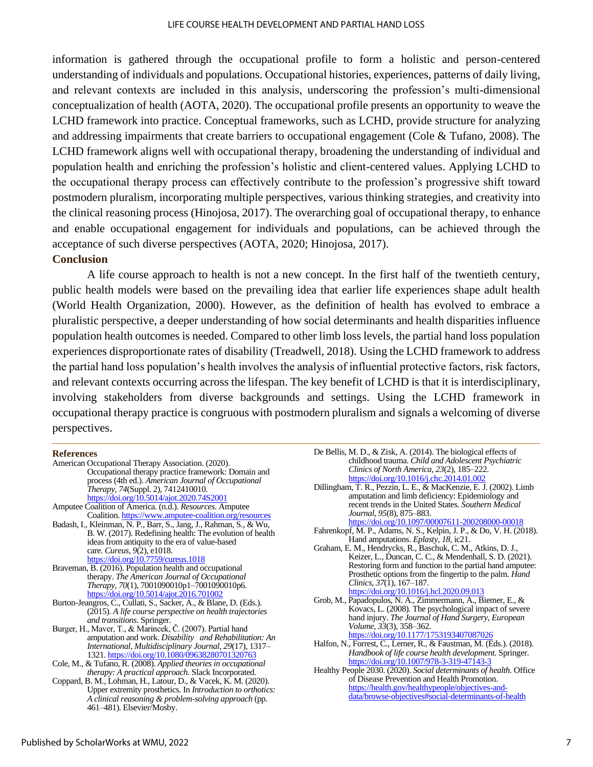information is gathered through the occupational profile to form a holistic and person-centered understanding of individuals and populations. Occupational histories, experiences, patterns of daily living, and relevant contexts are included in this analysis, underscoring the profession's multi-dimensional conceptualization of health (AOTA, 2020). The occupational profile presents an opportunity to weave the LCHD framework into practice. Conceptual frameworks, such as LCHD, provide structure for analyzing and addressing impairments that create barriers to occupational engagement (Cole & Tufano, 2008). The LCHD framework aligns well with occupational therapy, broadening the understanding of individual and population health and enriching the profession's holistic and client-centered values. Applying LCHD to the occupational therapy process can effectively contribute to the profession's progressive shift toward postmodern pluralism, incorporating multiple perspectives, various thinking strategies, and creativity into the clinical reasoning process (Hinojosa, 2017). The overarching goal of occupational therapy, to enhance and enable occupational engagement for individuals and populations, can be achieved through the acceptance of such diverse perspectives (AOTA, 2020; Hinojosa, 2017).

## Conclusion

A life course approach to health is not a new concept. In the first half of the twentieth century, public health models were based on the prevailing idea that earlier life experiences shape adult health (World Health Organization, 2000). However, as the definition of health has evolved to embrace a pluralistic perspective, a deeper understanding of how social determinants and health disparities influence population health outcomes is needed. Compared to other limb loss levels, the partial hand loss population experiences disproportionate rates of disability (Treadwell, 2018). Using the LCHD framework to address the partial hand loss population's health involves the analysis of influential protective factors, risk factors, and relevant contexts occurring across the lifespan. The key benefit of LCHD is that it is interdisciplinary, involving stakeholders from diverse backgrounds and settings. Using the LCHD framework in occupational therapy practice is congruous with postmodern pluralism and signals a welcoming of diverse perspectives.

## References

American Occupational Therapy Association. (2020). Occupational therapy practice framework: Domain and process (4th ed.). *American Journal of Occupational Therapy, 74*(Suppl. 2), 7412410010. https://doi.org/10.5014/ajot.2020.74S2001

Amputee Coalition of America. (n.d.). *Resources*. Amputee Coalition. https://www.amputee-coalition.org/resources

Badash, I., Kleinman, N. P., Barr, S., Jang, J., Rahman, S., & Wu, B. W. (2017). Redefining health: The evolution of health ideas from antiquity to the era of value-based care. *Cureus, 9*(2), e1018. https://doi.org/10.7759/cureus.1018

Braveman, B. (2016). Population health and occupational therapy. *The American Journal of Occupational Therapy, 70*(1), 7001090010p1–7001090010p6. https://doi.org/10.5014/ajot.2016.701002

Burton-Jeangros, C., Cullati, S., Sacker, A., & Blane, D. (Eds.). (2015). *A life course perspective on health trajectories and transitions*. Springer.

Burger, H., Maver, T., & Marincek, Č. (2007). Partial hand amputation and work. *Disability and Rehabilitation: An International, Multidisciplinary Journal, 29*(17), 1317–1321. https://doi.org/10.1080/09638280701320763

Cole, M., & Tufano, R. (2008). *Applied theories in occupational therapy: A practical approach.* Slack Incorporated.

Coppard, B. M., Lohman, H., Latour, D., & Vacek, K. M. (2020). Upper extremity prosthetics. In *Introduction to orthotics: A clinical reasoning & problem-solving approach* (pp. 461–481). Elsevier/Mosby.

De Bellis, M. D., & Zisk, A. (2014). The biological effects of childhood trauma. *Child and Adolescent Psychiatric Clinics of North America, 23*(2), 185–222. https://doi.org/10.1016/j.chc.2014.01.002

Dillingham, T. R., Pezzin, L. E., & MacKenzie, E. J. (2002). Limb amputation and limb deficiency: Epidemiology and recent trends in the United States. *Southern Medical Journal, 95*(8), 875–883. https://doi.org/10.1097/00007611-200208000-00018

Fahrenkopf, M. P., Adams, N. S., Kelpin, J. P., & Do, V. H. (2018). Hand amputations. *Eplasty, 18*, ic21.

Graham, E. M., Hendrycks, R., Baschuk, C. M., Atkins, D. J., Keizer, L., Duncan, C. C., & Mendenhall, S. D. (2021). Restoring form and function to the partial hand amputee: Prosthetic options from the fingertip to the palm. *Hand Clinics, 37*(1), 167–187. https://doi.org/10.1016/j.hcl.2020.09.013

Grob, M., Papadopulos, N. A., Zimmermann, A., Biemer, E., & Kovacs, L. (2008). The psychological impact of severe hand injury. *The Journal of Hand Surgery, European Volume, 33*(3), 358–362. https://doi.org/10.1177/1753193407087026

Halfon, N., Forrest, C., Lerner, R., & Faustman, M. (Eds.). (2018). *Handbook of life course health development.* Springer. https://doi.org/10.1007/978-3-319-47143-3

Healthy People 2030. (2020). *Social determinants of health.* Office of Disease Prevention and Health Promotion. https://health.gov/healthypeople/objectives-and-data/browse-objectives#social-determinants-of-health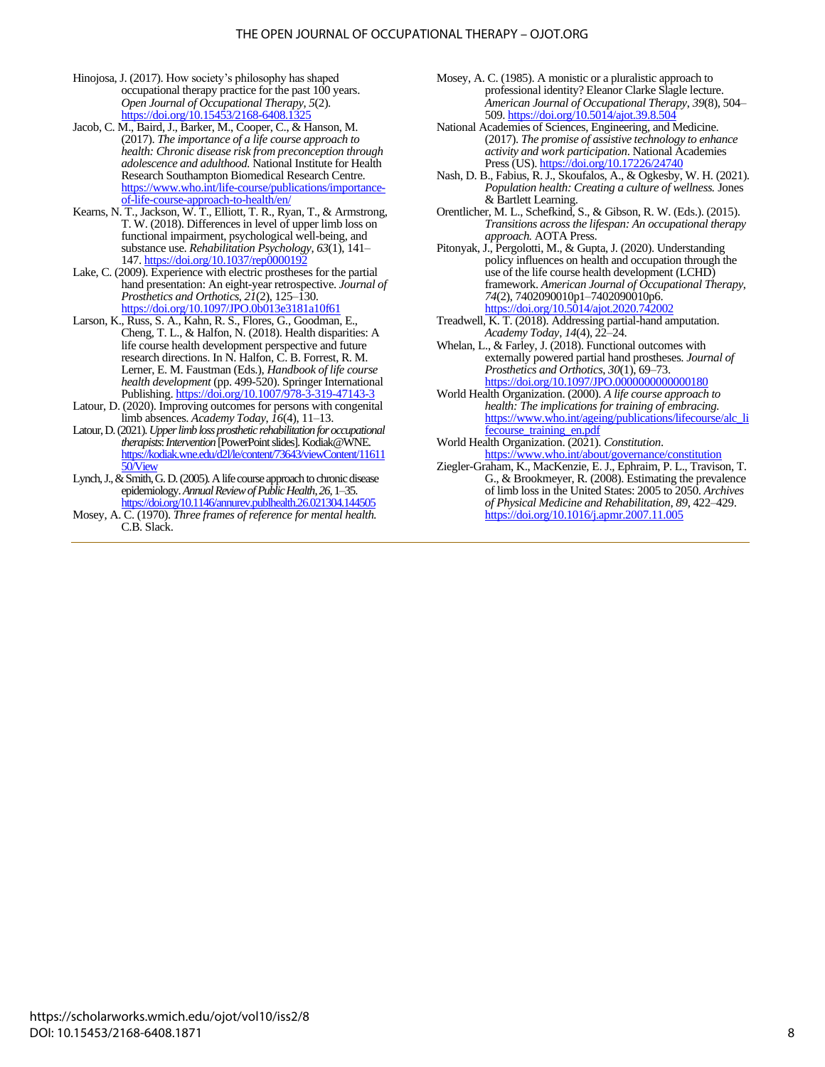Hinojosa, J. (2017). How society's philosophy has shaped occupational therapy practice for the past 100 years. *Open Journal of Occupational Therapy*, *5*(2). https://doi.org/10.15453/2168-6408.1325

Jacob, C. M., Baird, J., Barker, M., Cooper, C., & Hanson, M. (2017). *The importance of a life course approach to health: Chronic disease risk from preconception through adolescence and adulthood.* National Institute for Health Research Southampton Biomedical Research Centre. https://www.who.int/life-course/publications/importance-of-life-course-approach-to-health/en/

Kearns, N. T., Jackson, W. T., Elliott, T. R., Ryan, T., & Armstrong, T. W. (2018). Differences in level of upper limb loss on functional impairment, psychological well-being, and substance use. *Rehabilitation Psychology*, *63*(1), 141–147. https://doi.org/10.1037/rep0000192

Lake, C. (2009). Experience with electric prostheses for the partial hand presentation: An eight-year retrospective. *Journal of Prosthetics and Orthotics*, *21*(2), 125–130. https://doi.org/10.1097/JPO.0b013e3181a10f61

Larson, K., Russ, S. A., Kahn, R. S., Flores, G., Goodman, E., Cheng, T. L., & Halfon, N. (2018). Health disparities: A life course health development perspective and future research directions. In N. Halfon, C. B. Forrest, R. M. Lerner, E. M. Faustman (Eds.), *Handbook of life course health development* (pp. 499-520). Springer International Publishing. https://doi.org/10.1007/978-3-319-47143-3

Latour, D. (2020). Improving outcomes for persons with congenital limb absences. *Academy Today*, *16*(4), 11–13.

Latour, D. (2021). *Upper limb loss prosthetic rehabilitation for occupational therapists: Intervention* [PowerPoint slides]. Kodiak@WNE. https://kodiak.wne.edu/d2l/le/content/73643/viewContent/1161150/View

Lynch, J., & Smith, G. D. (2005). A life course approach to chronic disease epidemiology. *Annual Review of Public Health*, *26*, 1–35. https://doi.org/10.1146/annurev.publhealth.26.021304.144505

Mosey, A. C. (1970). *Three frames of reference for mental health.* C.B. Slack.

Mosey, A. C. (1985). A monistic or a pluralistic approach to professional identity? Eleanor Clarke Slagle lecture. *American Journal of Occupational Therapy*, *39*(8), 504–509. https://doi.org/10.5014/ajot.39.8.504

National Academies of Sciences, Engineering, and Medicine. (2017). *The promise of assistive technology to enhance activity and work participation*. National Academies Press (US). https://doi.org/10.17226/24740

Nash, D. B., Fabius, R. J., Skoufalos, A., & Ogkesby, W. H. (2021). *Population health: Creating a culture of wellness.* Jones & Bartlett Learning.

Orentlicher, M. L., Schefkind, S., & Gibson, R. W. (Eds.). (2015). *Transitions across the lifespan: An occupational therapy approach.* AOTA Press.

Pitonyak, J., Pergolotti, M., & Gupta, J. (2020). Understanding policy influences on health and occupation through the use of the life course health development (LCHD) framework. *American Journal of Occupational Therapy*, *74*(2), 7402090010p1–7402090010p6. https://doi.org/10.5014/ajot.2020.742002

Treadwell, K. T. (2018). Addressing partial-hand amputation. *Academy Today*, *14*(4), 22–24.

Whelan, L., & Farley, J. (2018). Functional outcomes with externally powered partial hand prostheses. *Journal of Prosthetics and Orthotics*, *30*(1), 69–73. https://doi.org/10.1097/JPO.0000000000000180

World Health Organization. (2000). *A life course approach to health: The implications for training of embracing.* https://www.who.int/ageing/publications/lifecourse/alc_lifecourse_training_en.pdf

World Health Organization. (2021). *Constitution*. https://www.who.int/about/governance/constitution

Ziegler-Graham, K., MacKenzie, E. J., Ephraim, P. L., Travison, T. G., & Brookmeyer, R. (2008). Estimating the prevalence of limb loss in the United States: 2005 to 2050. *Archives of Physical Medicine and Rehabilitation*, *89*, 422–429. https://doi.org/10.1016/j.apmr.2007.11.005